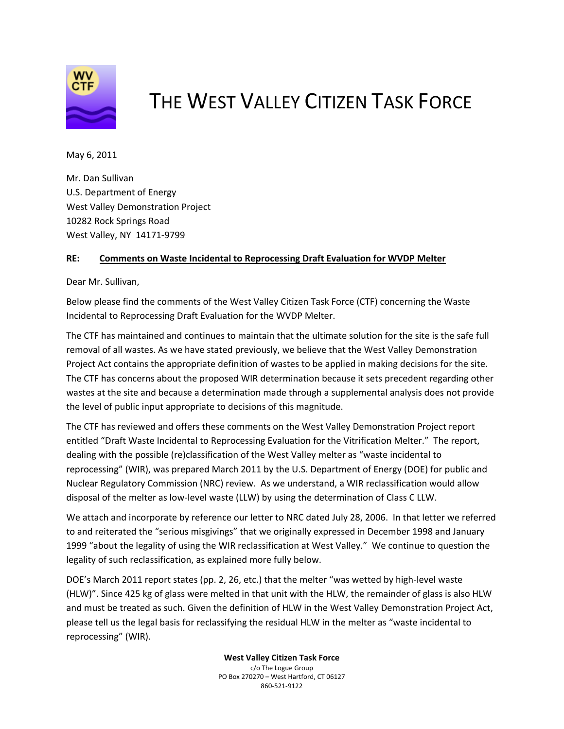# THE WEST VALLEY CITIZEN TASK FORCE

May 6, 2011

Mr. Dan Sullivan
U.S. Department of Energy
West Valley Demonstration Project
10282 Rock Springs Road
West Valley, NY 14171-9799

**RE: Comments on Waste Incidental to Reprocessing Draft Evaluation for WVDP Melter**

Dear Mr. Sullivan,

Below please find the comments of the West Valley Citizen Task Force (CTF) concerning the Waste Incidental to Reprocessing Draft Evaluation for the WVDP Melter.

The CTF has maintained and continues to maintain that the ultimate solution for the site is the safe full removal of all wastes. As we have stated previously, we believe that the West Valley Demonstration Project Act contains the appropriate definition of wastes to be applied in making decisions for the site. The CTF has concerns about the proposed WIR determination because it sets precedent regarding other wastes at the site and because a determination made through a supplemental analysis does not provide the level of public input appropriate to decisions of this magnitude.

The CTF has reviewed and offers these comments on the West Valley Demonstration Project report entitled "Draft Waste Incidental to Reprocessing Evaluation for the Vitrification Melter." The report, dealing with the possible (re)classification of the West Valley melter as "waste incidental to reprocessing" (WIR), was prepared March 2011 by the U.S. Department of Energy (DOE) for public and Nuclear Regulatory Commission (NRC) review. As we understand, a WIR reclassification would allow disposal of the melter as low-level waste (LLW) by using the determination of Class C LLW.

We attach and incorporate by reference our letter to NRC dated July 28, 2006. In that letter we referred to and reiterated the "serious misgivings" that we originally expressed in December 1998 and January 1999 "about the legality of using the WIR reclassification at West Valley." We continue to question the legality of such reclassification, as explained more fully below.

DOE's March 2011 report states (pp. 2, 26, etc.) that the melter "was wetted by high-level waste (HLW)". Since 425 kg of glass were melted in that unit with the HLW, the remainder of glass is also HLW and must be treated as such. Given the definition of HLW in the West Valley Demonstration Project Act, please tell us the legal basis for reclassifying the residual HLW in the melter as "waste incidental to reprocessing" (WIR).

**West Valley Citizen Task Force**
c/o The Logue Group
PO Box 270270 – West Hartford, CT 06127
860-521-9122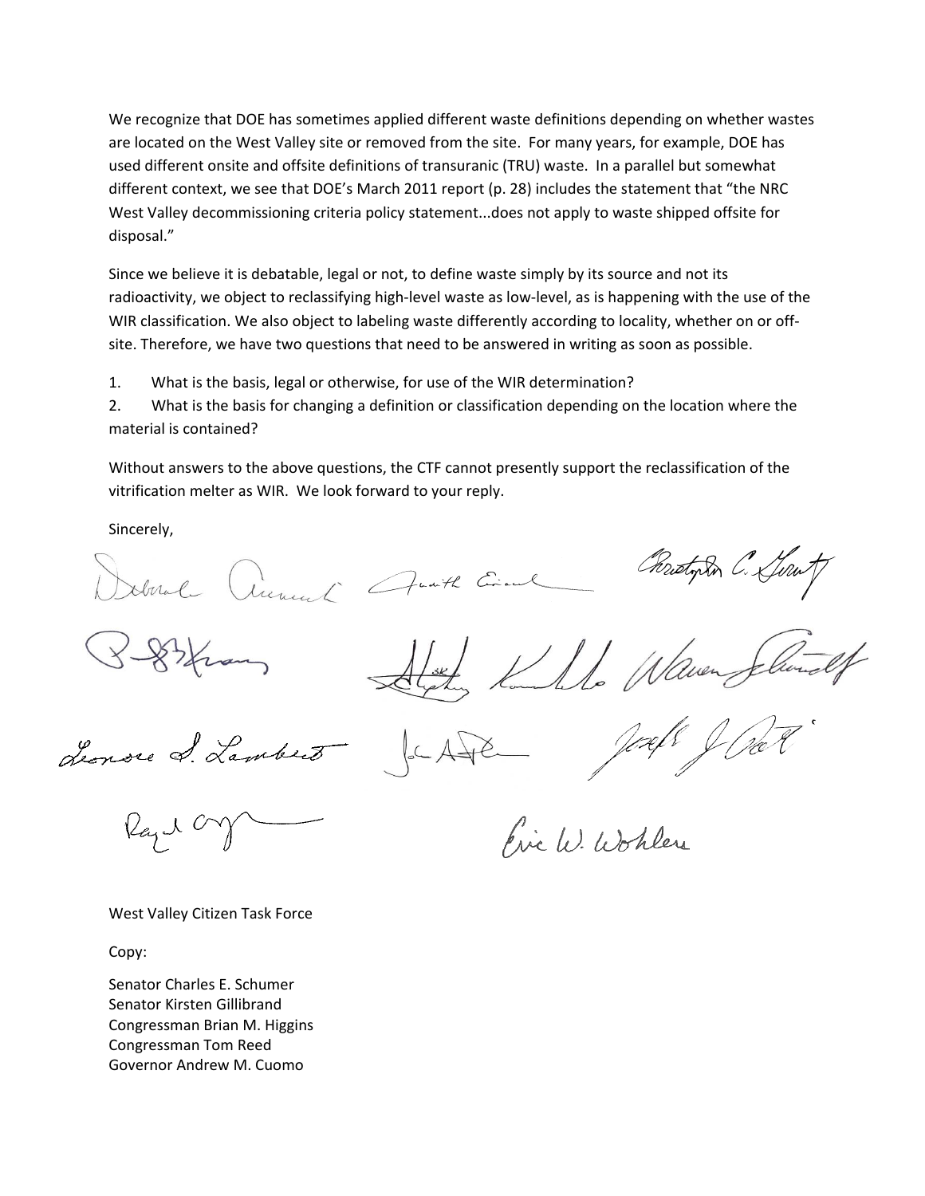We recognize that DOE has sometimes applied different waste definitions depending on whether wastes are located on the West Valley site or removed from the site. For many years, for example, DOE has used different onsite and offsite definitions of transuranic (TRU) waste. In a parallel but somewhat different context, we see that DOE's March 2011 report (p. 28) includes the statement that "the NRC West Valley decommissioning criteria policy statement...does not apply to waste shipped offsite for disposal."

Since we believe it is debatable, legal or not, to define waste simply by its source and not its radioactivity, we object to reclassifying high-level waste as low-level, as is happening with the use of the WIR classification. We also object to labeling waste differently according to locality, whether on or off-site. Therefore, we have two questions that need to be answered in writing as soon as possible.

1. What is the basis, legal or otherwise, for use of the WIR determination?
2. What is the basis for changing a definition or classification depending on the location where the material is contained?

Without answers to the above questions, the CTF cannot presently support the reclassification of the vitrification melter as WIR. We look forward to your reply.

Sincerely,

West Valley Citizen Task Force

Copy:

Senator Charles E. Schumer
Senator Kirsten Gillibrand
Congressman Brian M. Higgins
Congressman Tom Reed
Governor Andrew M. Cuomo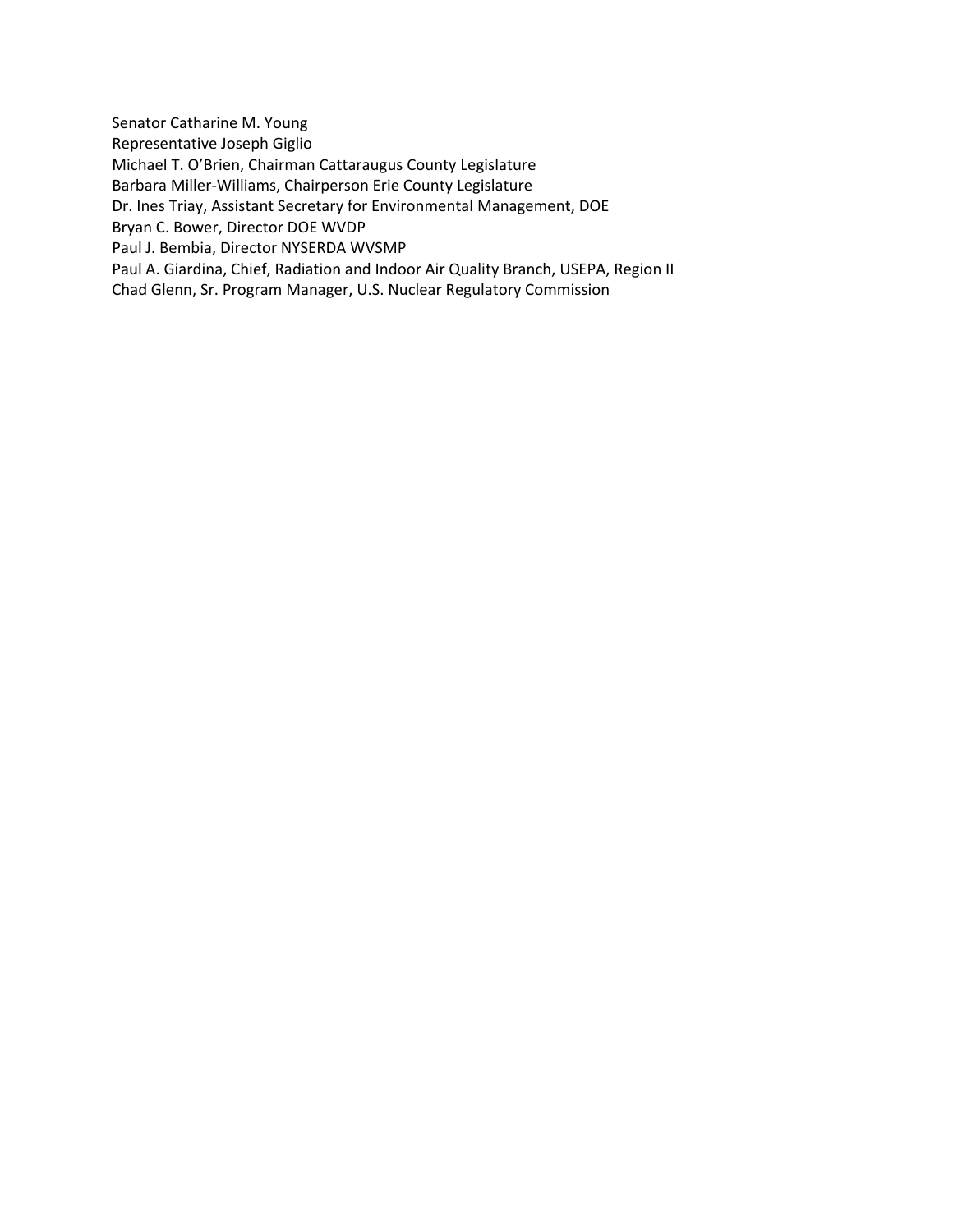Senator Catharine M. Young  
Representative Joseph Giglio  
Michael T. O'Brien, Chairman Cattaraugus County Legislature  
Barbara Miller-Williams, Chairperson Erie County Legislature  
Dr. Ines Triay, Assistant Secretary for Environmental Management, DOE  
Bryan C. Bower, Director DOE WVDP  
Paul J. Bembia, Director NYSERDA WVSMP  
Paul A. Giardina, Chief, Radiation and Indoor Air Quality Branch, USEPA, Region II  
Chad Glenn, Sr. Program Manager, U.S. Nuclear Regulatory Commission